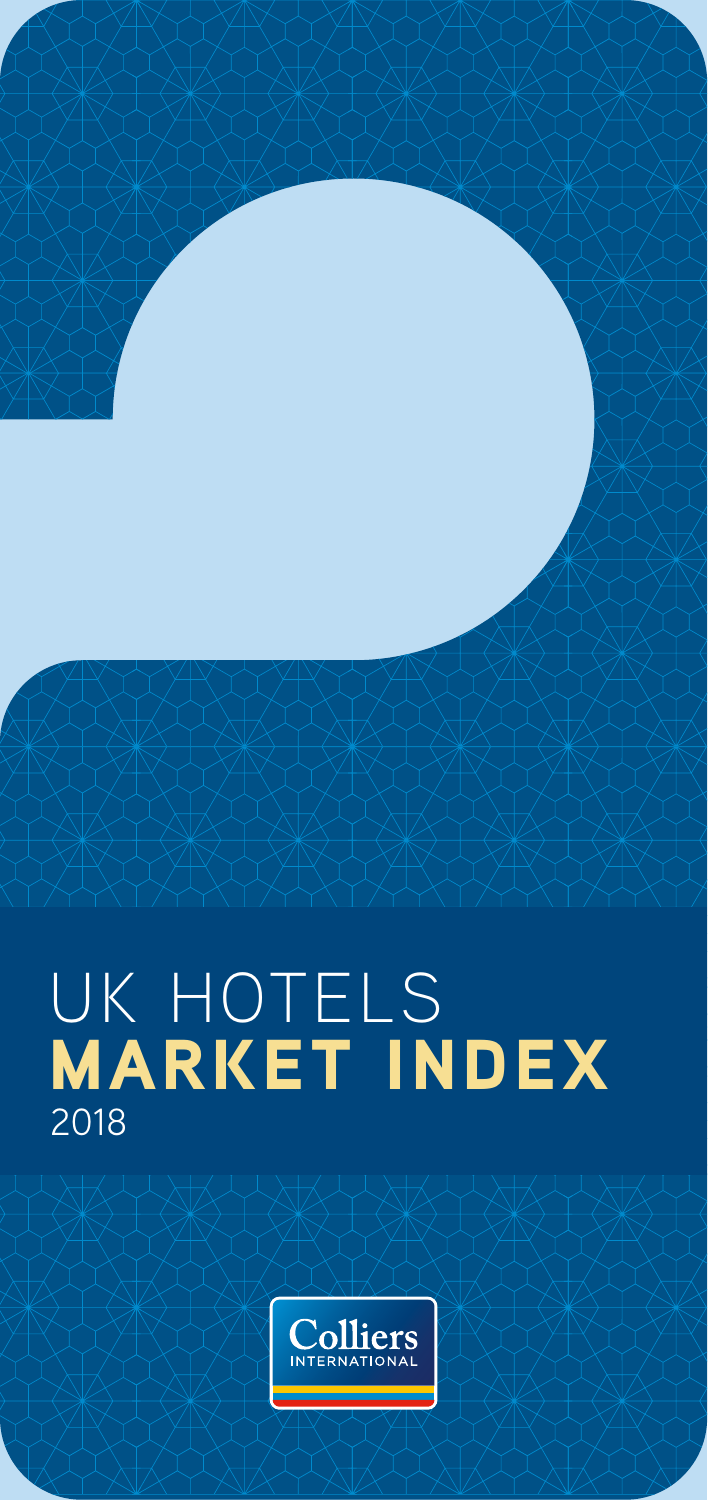# UK HOTELS **MARKET INDEX**

2018

Colliers INTERNATIONAL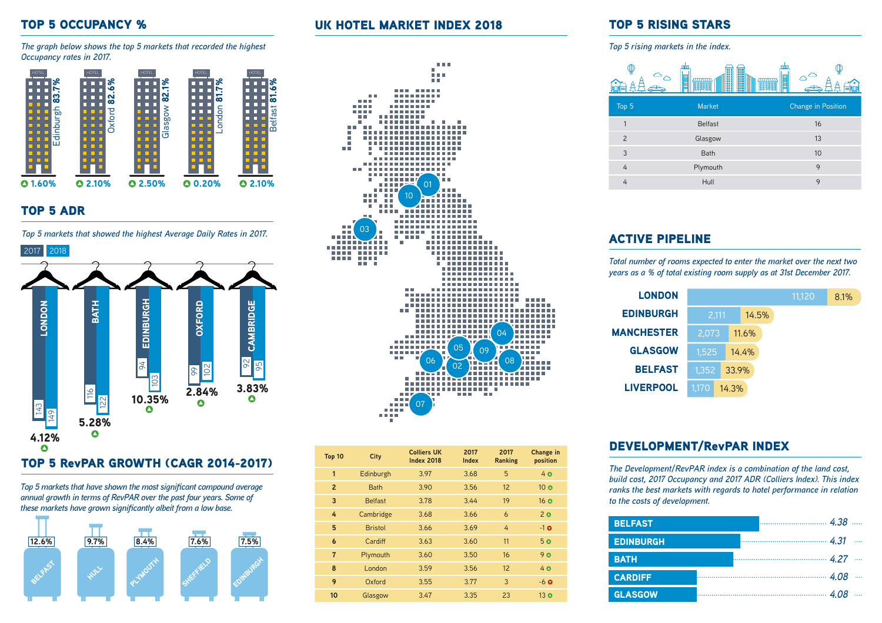## TOP 5 OCCUPANCY %

*The graph below shows the top 5 markets that recorded the highest Occupancy rates in 2017.*

| Market | Occupancy | Change |
|---|---|---|
| Edinburgh | 83.7% | ▲ 1.60% |
| Oxford | 82.6% | ▲ 2.10% |
| Glasgow | 82.1% | ▲ 2.50% |
| London | 81.7% | ▲ 0.20% |
| Belfast | 81.6% | ▲ 2.10% |

## TOP 5 ADR

*Top 5 markets that showed the highest Average Daily Rates in 2017.*

| Market | 2017 | 2018 | Change |
|---|---|---|---|
| London | 143 | 149 | ▲ 4.12% |
| Bath | 116 | 122 | ▲ 5.28% |
| Edinburgh | 94 | 103 | ▲ 10.35% |
| Oxford | 99 | 102 | ▲ 2.84% |
| Cambridge | 92 | 95 | ▲ 3.83% |

## TOP 5 RevPAR GROWTH (CAGR 2014-2017)

*Top 5 markets that have shown the most significant compound average annual growth in terms of RevPAR over the past four years. Some of these markets have grown significantly albeit from a low base.*

| Market | CAGR |
|---|---|
| Belfast | 12.6% |
| Hull | 9.7% |
| Plymouth | 8.4% |
| Sheffield | 7.6% |
| Edinburgh | 7.5% |

## UK HOTEL MARKET INDEX 2018

| Top 10 | City | Colliers UK Index 2018 | 2017 Index | 2017 Ranking | Change in position |
|---|---|---|---|---|---|
| 1 | Edinburgh | 3.97 | 3.68 | 5 | 4 ▲ |
| 2 | Bath | 3.90 | 3.56 | 12 | 10 ▲ |
| 3 | Belfast | 3.78 | 3.44 | 19 | 16 ▲ |
| 4 | Cambridge | 3.68 | 3.66 | 6 | 2 ▲ |
| 5 | Bristol | 3.66 | 3.69 | 4 | -1 ▼ |
| 6 | Cardiff | 3.63 | 3.60 | 11 | 5 ▲ |
| 7 | Plymouth | 3.60 | 3.50 | 16 | 9 ▲ |
| 8 | London | 3.59 | 3.56 | 12 | 4 ▲ |
| 9 | Oxford | 3.55 | 3.77 | 3 | -6 ▼ |
| 10 | Glasgow | 3.47 | 3.35 | 23 | 13 ▲ |

## TOP 5 RISING STARS

*Top 5 rising markets in the index.*

| Top 5 | Market | Change in Position |
|---|---|---|
| 1 | Belfast | 16 |
| 2 | Glasgow | 13 |
| 3 | Bath | 10 |
| 4 | Plymouth | 9 |
| 4 | Hull | 9 |

## ACTIVE PIPELINE

*Total number of rooms expected to enter the market over the next two years as a % of total existing room supply as at 31st December 2017.*

| Market | Rooms | % |
|---|---|---|
| London | 11,120 | 8.1% |
| Edinburgh | 2,111 | 14.5% |
| Manchester | 2,073 | 11.6% |
| Glasgow | 1,525 | 14.4% |
| Belfast | 1,352 | 33.9% |
| Liverpool | 1,170 | 14.3% |

## DEVELOPMENT/RevPAR INDEX

*The Development/RevPAR index is a combination of the land cost, build cost, 2017 Occupancy and 2017 ADR (Colliers Index). This index ranks the best markets with regards to hotel performance in relation to the costs of development.*

| Market | Index |
|---|---|
| Belfast | 4.38 |
| Edinburgh | 4.31 |
| Bath | 4.27 |
| Cardiff | 4.08 |
| Glasgow | 4.08 |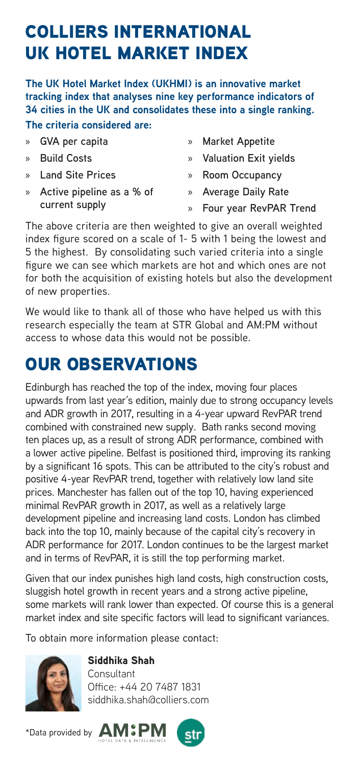# COLLIERS INTERNATIONAL UK HOTEL MARKET INDEX

**The UK Hotel Market Index (UKHMI) is an innovative market tracking index that analyses nine key performance indicators of 34 cities in the UK and consolidates these into a single ranking.**

**The criteria considered are:**

- GVA per capita
- Build Costs
- Land Site Prices
- Active pipeline as a % of current supply
- Market Appetite
- Valuation Exit yields
- Room Occupancy
- Average Daily Rate
- Four year RevPAR Trend

The above criteria are then weighted to give an overall weighted index figure scored on a scale of 1- 5 with 1 being the lowest and 5 the highest. By consolidating such varied criteria into a single figure we can see which markets are hot and which ones are not for both the acquisition of existing hotels but also the development of new properties.

We would like to thank all of those who have helped us with this research especially the team at STR Global and AM:PM without access to whose data this would not be possible.

# OUR OBSERVATIONS

Edinburgh has reached the top of the index, moving four places upwards from last year's edition, mainly due to strong occupancy levels and ADR growth in 2017, resulting in a 4-year upward RevPAR trend combined with constrained new supply. Bath ranks second moving ten places up, as a result of strong ADR performance, combined with a lower active pipeline. Belfast is positioned third, improving its ranking by a significant 16 spots. This can be attributed to the city's robust and positive 4-year RevPAR trend, together with relatively low land site prices. Manchester has fallen out of the top 10, having experienced minimal RevPAR growth in 2017, as well as a relatively large development pipeline and increasing land costs. London has climbed back into the top 10, mainly because of the capital city's recovery in ADR performance for 2017. London continues to be the largest market and in terms of RevPAR, it is still the top performing market.

Given that our index punishes high land costs, high construction costs, sluggish hotel growth in recent years and a strong active pipeline, some markets will rank lower than expected. Of course this is a general market index and site specific factors will lead to significant variances.

To obtain more information please contact:

**Siddhika Shah**
Consultant
Office: +44 20 7487 1831
siddhika.shah@colliers.com

*Data provided by AM:PM HOTEL DATA & INTELLIGENCE, str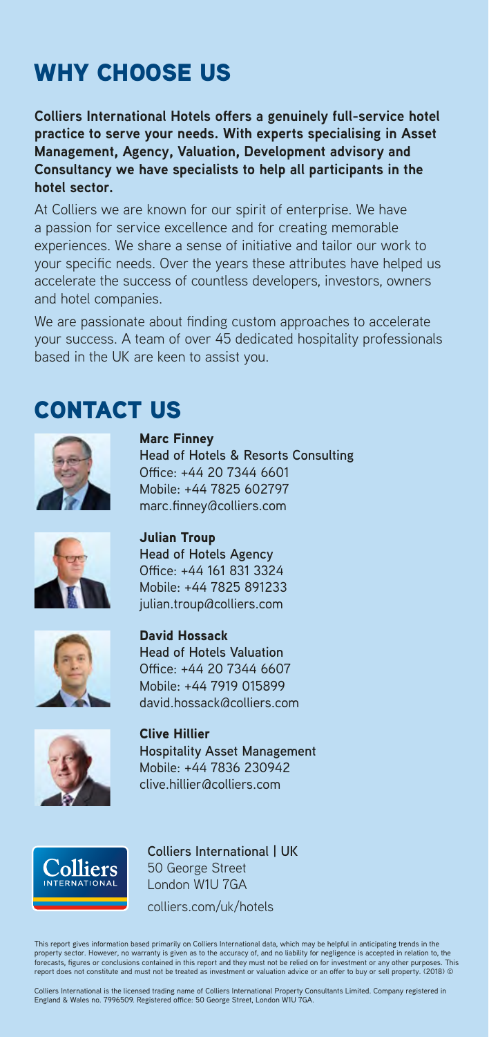# WHY CHOOSE US

**Colliers International Hotels offers a genuinely full-service hotel practice to serve your needs. With experts specialising in Asset Management, Agency, Valuation, Development advisory and Consultancy we have specialists to help all participants in the hotel sector.**

At Colliers we are known for our spirit of enterprise. We have a passion for service excellence and for creating memorable experiences. We share a sense of initiative and tailor our work to your specific needs. Over the years these attributes have helped us accelerate the success of countless developers, investors, owners and hotel companies.

We are passionate about finding custom approaches to accelerate your success. A team of over 45 dedicated hospitality professionals based in the UK are keen to assist you.

# CONTACT US

**Marc Finney**
Head of Hotels & Resorts Consulting
Office: +44 20 7344 6601
Mobile: +44 7825 602797
marc.finney@colliers.com

**Julian Troup**
Head of Hotels Agency
Office: +44 161 831 3324
Mobile: +44 7825 891233
julian.troup@colliers.com

**David Hossack**
Head of Hotels Valuation
Office: +44 20 7344 6607
Mobile: +44 7919 015899
david.hossack@colliers.com

**Clive Hillier**
Hospitality Asset Management
Mobile: +44 7836 230942
clive.hillier@colliers.com

Colliers International | UK
50 George Street
London W1U 7GA

colliers.com/uk/hotels

This report gives information based primarily on Colliers International data, which may be helpful in anticipating trends in the property sector. However, no warranty is given as to the accuracy of, and no liability for negligence is accepted in relation to, the forecasts, figures or conclusions contained in this report and they must not be relied on for investment or any other purposes. This report does not constitute and must not be treated as investment or valuation advice or an offer to buy or sell property. (2018) ©

Colliers International is the licensed trading name of Colliers International Property Consultants Limited. Company registered in England & Wales no. 7996509. Registered office: 50 George Street, London W1U 7GA.